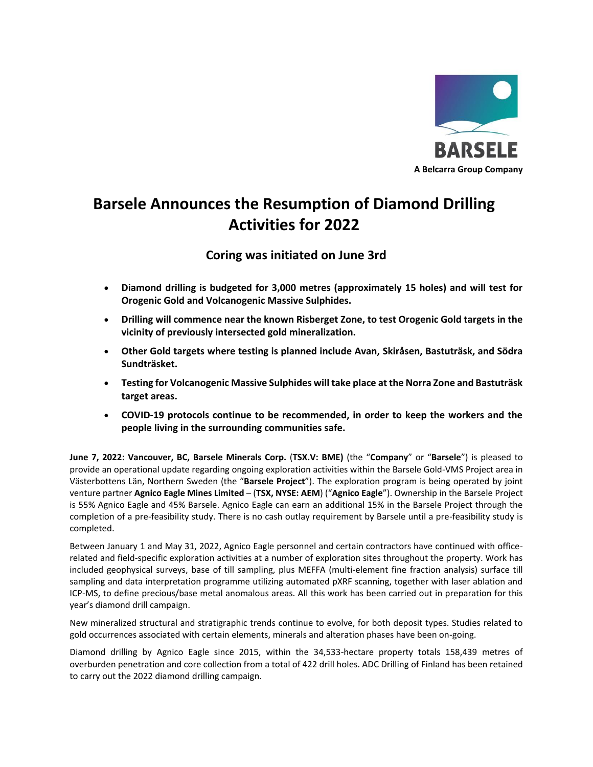BARSELE

A Belcarra Group Company

# Barsele Announces the Resumption of Diamond Drilling Activities for 2022

## Coring was initiated on June 3rd

- **Diamond drilling is budgeted for 3,000 metres (approximately 15 holes) and will test for Orogenic Gold and Volcanogenic Massive Sulphides.**
- **Drilling will commence near the known Risberget Zone, to test Orogenic Gold targets in the vicinity of previously intersected gold mineralization.**
- **Other Gold targets where testing is planned include Avan, Skiråsen, Bastuträsk, and Södra Sundträsket.**
- **Testing for Volcanogenic Massive Sulphides will take place at the Norra Zone and Bastuträsk target areas.**
- **COVID-19 protocols continue to be recommended, in order to keep the workers and the people living in the surrounding communities safe.**

**June 7, 2022: Vancouver, BC, Barsele Minerals Corp.** (**TSX.V: BME)** (the "**Company**" or "**Barsele**") is pleased to provide an operational update regarding ongoing exploration activities within the Barsele Gold-VMS Project area in Västerbottens Län, Northern Sweden (the "**Barsele Project**"). The exploration program is being operated by joint venture partner **Agnico Eagle Mines Limited** – (**TSX, NYSE: AEM**) ("**Agnico Eagle**"). Ownership in the Barsele Project is 55% Agnico Eagle and 45% Barsele. Agnico Eagle can earn an additional 15% in the Barsele Project through the completion of a pre-feasibility study. There is no cash outlay requirement by Barsele until a pre-feasibility study is completed.

Between January 1 and May 31, 2022, Agnico Eagle personnel and certain contractors have continued with office-related and field-specific exploration activities at a number of exploration sites throughout the property. Work has included geophysical surveys, base of till sampling, plus MEFFA (multi-element fine fraction analysis) surface till sampling and data interpretation programme utilizing automated pXRF scanning, together with laser ablation and ICP-MS, to define precious/base metal anomalous areas. All this work has been carried out in preparation for this year's diamond drill campaign.

New mineralized structural and stratigraphic trends continue to evolve, for both deposit types. Studies related to gold occurrences associated with certain elements, minerals and alteration phases have been on-going.

Diamond drilling by Agnico Eagle since 2015, within the 34,533-hectare property totals 158,439 metres of overburden penetration and core collection from a total of 422 drill holes. ADC Drilling of Finland has been retained to carry out the 2022 diamond drilling campaign.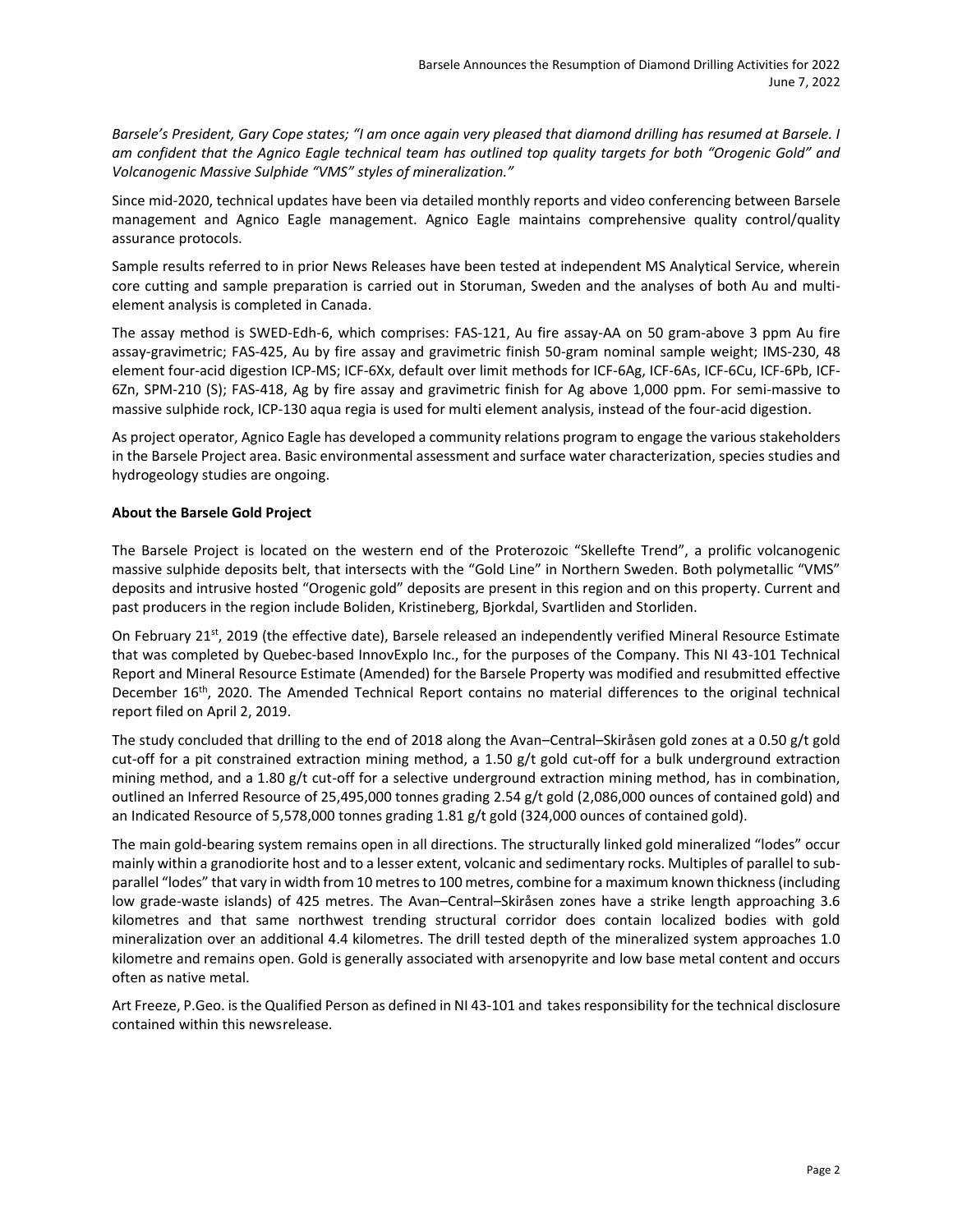*Barsele's President, Gary Cope states; "I am once again very pleased that diamond drilling has resumed at Barsele. I am confident that the Agnico Eagle technical team has outlined top quality targets for both "Orogenic Gold" and Volcanogenic Massive Sulphide "VMS" styles of mineralization."*

Since mid-2020, technical updates have been via detailed monthly reports and video conferencing between Barsele management and Agnico Eagle management. Agnico Eagle maintains comprehensive quality control/quality assurance protocols.

Sample results referred to in prior News Releases have been tested at independent MS Analytical Service, wherein core cutting and sample preparation is carried out in Storuman, Sweden and the analyses of both Au and multi-element analysis is completed in Canada.

The assay method is SWED-Edh-6, which comprises: FAS-121, Au fire assay-AA on 50 gram-above 3 ppm Au fire assay-gravimetric; FAS-425, Au by fire assay and gravimetric finish 50-gram nominal sample weight; IMS-230, 48 element four-acid digestion ICP-MS; ICF-6Xx, default over limit methods for ICF-6Ag, ICF-6As, ICF-6Cu, ICF-6Pb, ICF-6Zn, SPM-210 (S); FAS-418, Ag by fire assay and gravimetric finish for Ag above 1,000 ppm. For semi-massive to massive sulphide rock, ICP-130 aqua regia is used for multi element analysis, instead of the four-acid digestion.

As project operator, Agnico Eagle has developed a community relations program to engage the various stakeholders in the Barsele Project area. Basic environmental assessment and surface water characterization, species studies and hydrogeology studies are ongoing.

**About the Barsele Gold Project**

The Barsele Project is located on the western end of the Proterozoic "Skellefte Trend", a prolific volcanogenic massive sulphide deposits belt, that intersects with the "Gold Line" in Northern Sweden. Both polymetallic "VMS" deposits and intrusive hosted "Orogenic gold" deposits are present in this region and on this property. Current and past producers in the region include Boliden, Kristineberg, Bjorkdal, Svartliden and Storliden.

On February 21st, 2019 (the effective date), Barsele released an independently verified Mineral Resource Estimate that was completed by Quebec-based InnovExplo Inc., for the purposes of the Company. This NI 43-101 Technical Report and Mineral Resource Estimate (Amended) for the Barsele Property was modified and resubmitted effective December 16th, 2020. The Amended Technical Report contains no material differences to the original technical report filed on April 2, 2019.

The study concluded that drilling to the end of 2018 along the Avan–Central–Skiråsen gold zones at a 0.50 g/t gold cut-off for a pit constrained extraction mining method, a 1.50 g/t gold cut-off for a bulk underground extraction mining method, and a 1.80 g/t cut-off for a selective underground extraction mining method, has in combination, outlined an Inferred Resource of 25,495,000 tonnes grading 2.54 g/t gold (2,086,000 ounces of contained gold) and an Indicated Resource of 5,578,000 tonnes grading 1.81 g/t gold (324,000 ounces of contained gold).

The main gold-bearing system remains open in all directions. The structurally linked gold mineralized "lodes" occur mainly within a granodiorite host and to a lesser extent, volcanic and sedimentary rocks. Multiples of parallel to sub-parallel "lodes" that vary in width from 10 metres to 100 metres, combine for a maximum known thickness (including low grade-waste islands) of 425 metres. The Avan–Central–Skiråsen zones have a strike length approaching 3.6 kilometres and that same northwest trending structural corridor does contain localized bodies with gold mineralization over an additional 4.4 kilometres. The drill tested depth of the mineralized system approaches 1.0 kilometre and remains open. Gold is generally associated with arsenopyrite and low base metal content and occurs often as native metal.

Art Freeze, P.Geo. is the Qualified Person as defined in NI 43-101 and takes responsibility for the technical disclosure contained within this news release.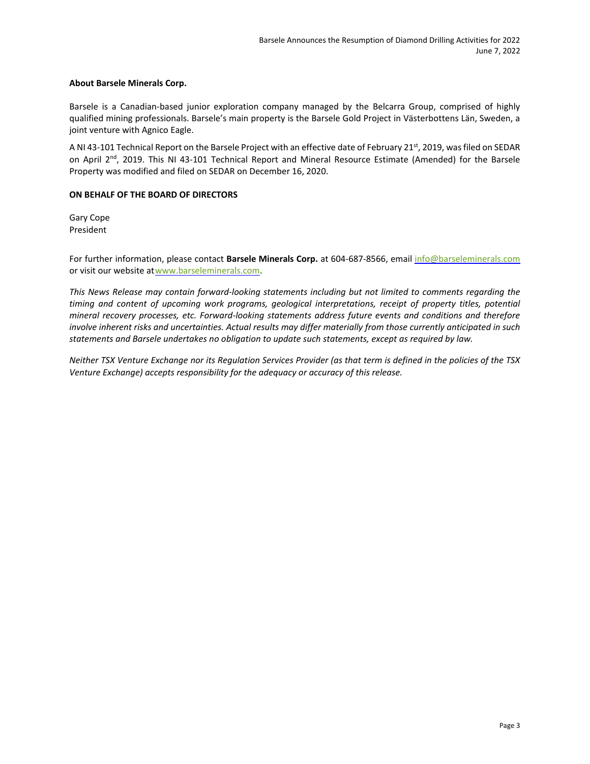**About Barsele Minerals Corp.**

Barsele is a Canadian-based junior exploration company managed by the Belcarra Group, comprised of highly qualified mining professionals. Barsele's main property is the Barsele Gold Project in Västerbottens Län, Sweden, a joint venture with Agnico Eagle.

A NI 43-101 Technical Report on the Barsele Project with an effective date of February 21st, 2019, was filed on SEDAR on April 2nd, 2019. This NI 43-101 Technical Report and Mineral Resource Estimate (Amended) for the Barsele Property was modified and filed on SEDAR on December 16, 2020.

**ON BEHALF OF THE BOARD OF DIRECTORS**

Gary Cope
President

For further information, please contact **Barsele Minerals Corp.** at 604-687-8566, email info@barseleminerals.com or visit our website at www.barseleminerals.com.

*This News Release may contain forward-looking statements including but not limited to comments regarding the timing and content of upcoming work programs, geological interpretations, receipt of property titles, potential mineral recovery processes, etc. Forward-looking statements address future events and conditions and therefore involve inherent risks and uncertainties. Actual results may differ materially from those currently anticipated in such statements and Barsele undertakes no obligation to update such statements, except as required by law.*

*Neither TSX Venture Exchange nor its Regulation Services Provider (as that term is defined in the policies of the TSX Venture Exchange) accepts responsibility for the adequacy or accuracy of this release.*